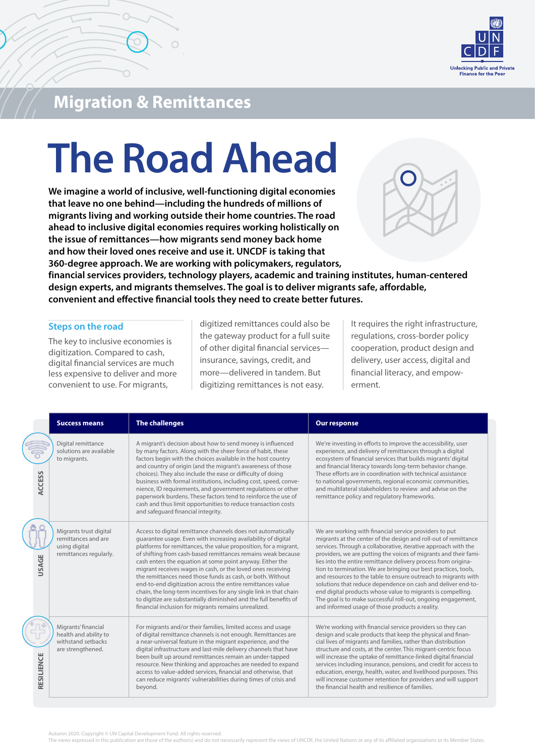Migration & Remittances

# The Road Ahead

**We imagine a world of inclusive, well-functioning digital economies that leave no one behind—including the hundreds of millions of migrants living and working outside their home countries. The road ahead to inclusive digital economies requires working holistically on the issue of remittances—how migrants send money back home and how their loved ones receive and use it. UNCDF is taking that 360-degree approach. We are working with policymakers, regulators, financial services providers, technology players, academic and training institutes, human-centered design experts, and migrants themselves. The goal is to deliver migrants safe, affordable, convenient and effective financial tools they need to create better futures.**

## Steps on the road

The key to inclusive economies is digitization. Compared to cash, digital financial services are much less expensive to deliver and more convenient to use. For migrants, digitized remittances could also be the gateway product for a full suite of other digital financial services—insurance, savings, credit, and more—delivered in tandem. But digitizing remittances is not easy. It requires the right infrastructure, regulations, cross-border policy cooperation, product design and delivery, user access, digital and financial literacy, and empowerment.

| | Success means | The challenges | Our response |
|---|---|---|---|
| **ACCESS** | Digital remittance solutions are available to migrants. | A migrant's decision about how to send money is influenced by many factors. Along with the sheer force of habit, these factors begin with the choices available in the host country and country of origin (and the migrant's awareness of those choices). They also include the ease or difficulty of doing business with formal institutions, including cost, speed, convenience, ID requirements, and government regulations or other paperwork burdens. These factors tend to reinforce the use of cash and thus limit opportunities to reduce transaction costs and safeguard financial integrity. | We're investing in efforts to improve the accessibility, user experience, and delivery of remittances through a digital ecosystem of financial services that builds migrants' digital and financial literacy towards long-term behavior change. These efforts are in coordination with technical assistance to national governments, regional economic communities, and multilateral stakeholders to review and advise on the remittance policy and regulatory frameworks. |
| **USAGE** | Migrants trust digital remittances and are using digital remittances regularly. | Access to digital remittance channels does not automatically guarantee usage. Even with increasing availability of digital platforms for remittances, the value proposition, for a migrant, of shifting from cash-based remittances remains weak because cash enters the equation at some point anyway. Either the migrant receives wages in cash, or the loved ones receiving the remittances need those funds as cash, or both. Without end-to-end digitization across the entire remittances value chain, the long-term incentives for any single link in that chain to digitize are substantially diminished and the full benefits of financial inclusion for migrants remains unrealized. | We are working with financial service providers to put migrants at the center of the design and roll-out of remittance services. Through a collaborative, iterative approach with the providers, we are putting the voices of migrants and their families into the entire remittance delivery process from origination to termination. We are bringing our best practices, tools, and resources to the table to ensure outreach to migrants with solutions that reduce dependence on cash and deliver end-to-end digital products whose value to migrants is compelling. The goal is to make successful roll-out, ongoing engagement, and informed usage of those products a reality. |
| **RESILIENCE** | Migrants' financial health and ability to withstand setbacks are strengthened. | For migrants and/or their families, limited access and usage of digital remittance channels is not enough. Remittances are a near-universal feature in the migrant experience, and the digital infrastructure and last-mile delivery channels that have been built up around remittances remain an under-tapped resource. New thinking and approaches are needed to expand access to value-added services, financial and otherwise, that can reduce migrants' vulnerabilities during times of crisis and beyond. | We're working with financial service providers so they can design and scale products that keep the physical and financial lives of migrants and families, rather than distribution structure and costs, at the center. This migrant-centric focus will increase the uptake of remittance-linked digital financial services including insurance, pensions, and credit for access to education, energy, health, water, and livelihood purposes. This will increase customer retention for providers and will support the financial health and resilience of families. |

Autumn 2020. Copyright © UN Capital Development Fund. All rights reserved.
The views expressed in this publication are those of the author(s) and do not necessarily represent the views of UNCDF, the United Nations or any of its affiliated organizations or its Member States.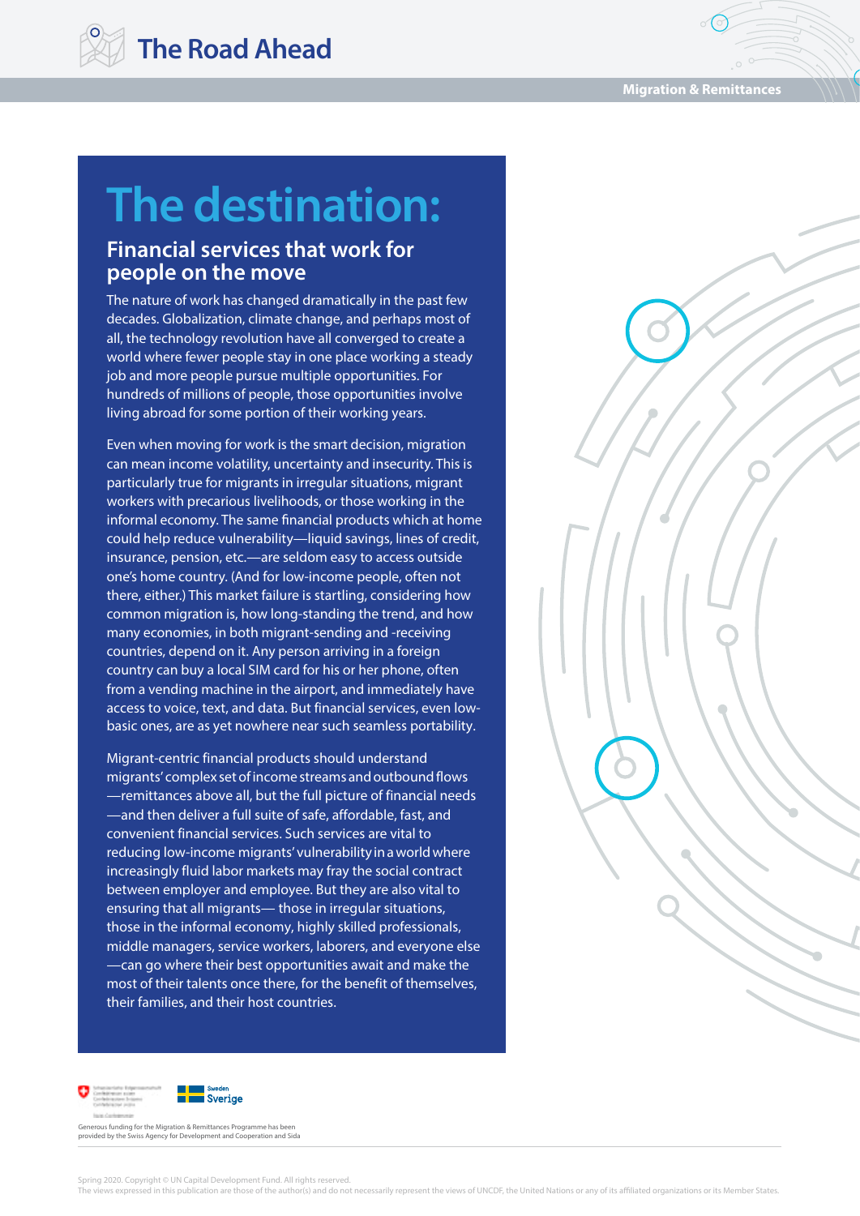# The destination:

## Financial services that work for people on the move

The nature of work has changed dramatically in the past few decades. Globalization, climate change, and perhaps most of all, the technology revolution have all converged to create a world where fewer people stay in one place working a steady job and more people pursue multiple opportunities. For hundreds of millions of people, those opportunities involve living abroad for some portion of their working years.

Even when moving for work is the smart decision, migration can mean income volatility, uncertainty and insecurity. This is particularly true for migrants in irregular situations, migrant workers with precarious livelihoods, or those working in the informal economy. The same financial products which at home could help reduce vulnerability—liquid savings, lines of credit, insurance, pension, etc.—are seldom easy to access outside one's home country. (And for low-income people, often not there, either.) This market failure is startling, considering how common migration is, how long-standing the trend, and how many economies, in both migrant-sending and -receiving countries, depend on it. Any person arriving in a foreign country can buy a local SIM card for his or her phone, often from a vending machine in the airport, and immediately have access to voice, text, and data. But financial services, even low-basic ones, are as yet nowhere near such seamless portability.

Migrant-centric financial products should understand migrants' complex set of income streams and outbound flows—remittances above all, but the full picture of financial needs—and then deliver a full suite of safe, affordable, fast, and convenient financial services. Such services are vital to reducing low-income migrants' vulnerability in a world where increasingly fluid labor markets may fray the social contract between employer and employee. But they are also vital to ensuring that all migrants— those in irregular situations, those in the informal economy, highly skilled professionals, middle managers, service workers, laborers, and everyone else—can go where their best opportunities await and make the most of their talents once there, for the benefit of themselves, their families, and their host countries.

Generous funding for the Migration & Remittances Programme has been provided by the Swiss Agency for Development and Cooperation and Sida

Spring 2020. Copyright © UN Capital Development Fund. All rights reserved.
The views expressed in this publication are those of the author(s) and do not necessarily represent the views of UNCDF, the United Nations or any of its affiliated organizations or its Member States.